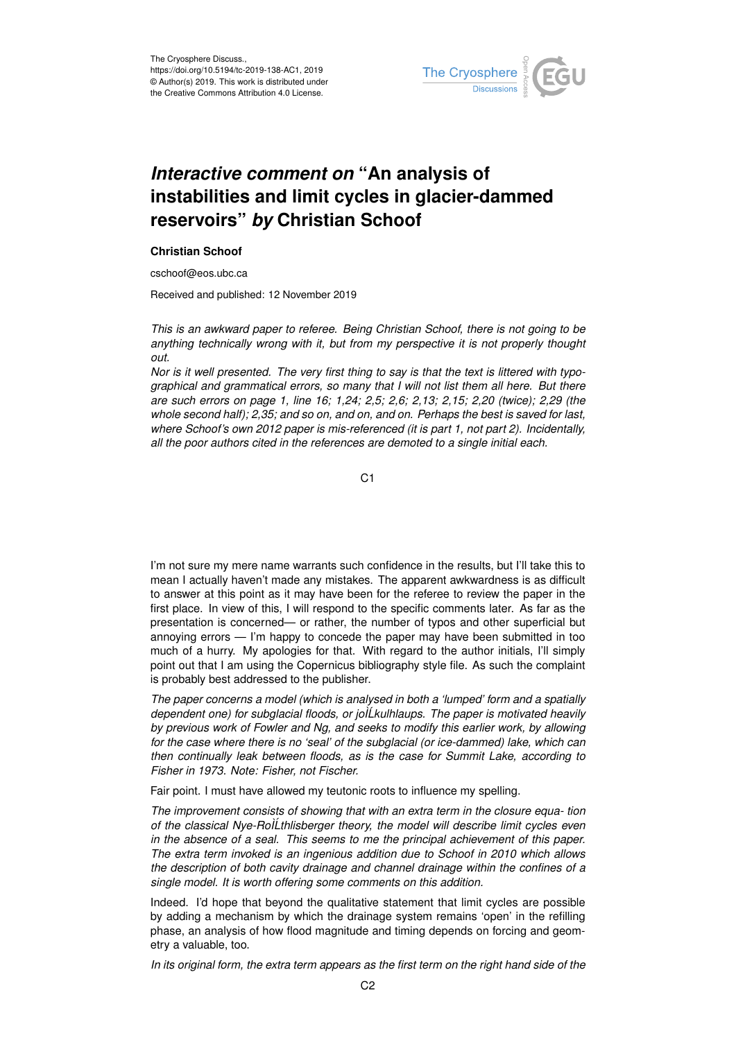The Cryosphere Discuss.,
https://doi.org/10.5194/tc-2019-138-AC1, 2019
© Author(s) 2019. This work is distributed under
the Creative Commons Attribution 4.0 License.

# *Interactive comment on* "An analysis of instabilities and limit cycles in glacier-dammed reservoirs" *by* Christian Schoof

**Christian Schoof**

cschoof@eos.ubc.ca

Received and published: 12 November 2019

*This is an awkward paper to referee. Being Christian Schoof, there is not going to be anything technically wrong with it, but from my perspective it is not properly thought out.*

*Nor is it well presented. The very first thing to say is that the text is littered with typographical and grammatical errors, so many that I will not list them all here. But there are such errors on page 1, line 16; 1,24; 2,5; 2,6; 2,13; 2,15; 2,20 (twice); 2,29 (the whole second half); 2,35; and so on, and on, and on. Perhaps the best is saved for last, where Schoof's own 2012 paper is mis-referenced (it is part 1, not part 2). Incidentally, all the poor authors cited in the references are demoted to a single initial each.*

I'm not sure my mere name warrants such confidence in the results, but I'll take this to mean I actually haven't made any mistakes. The apparent awkwardness is as difficult to answer at this point as it may have been for the referee to review the paper in the first place. In view of this, I will respond to the specific comments later. As far as the presentation is concerned— or rather, the number of typos and other superficial but annoying errors — I'm happy to concede the paper may have been submitted in too much of a hurry. My apologies for that. With regard to the author initials, I'll simply point out that I am using the Copernicus bibliography style file. As such the complaint is probably best addressed to the publisher.

*The paper concerns a model (which is analysed in both a 'lumped' form and a spatially dependent one) for subglacial floods, or joÌĹkulhlaups. The paper is motivated heavily by previous work of Fowler and Ng, and seeks to modify this earlier work, by allowing for the case where there is no 'seal' of the subglacial (or ice-dammed) lake, which can then continually leak between floods, as is the case for Summit Lake, according to Fisher in 1973. Note: Fisher, not Fischer.*

Fair point. I must have allowed my teutonic roots to influence my spelling.

*The improvement consists of showing that with an extra term in the closure equa- tion of the classical Nye-RoÌĹthlisberger theory, the model will describe limit cycles even in the absence of a seal. This seems to me the principal achievement of this paper. The extra term invoked is an ingenious addition due to Schoof in 2010 which allows the description of both cavity drainage and channel drainage within the confines of a single model. It is worth offering some comments on this addition.*

Indeed. I'd hope that beyond the qualitative statement that limit cycles are possible by adding a mechanism by which the drainage system remains 'open' in the refilling phase, an analysis of how flood magnitude and timing depends on forcing and geometry a valuable, too.

*In its original form, the extra term appears as the first term on the right hand side of the*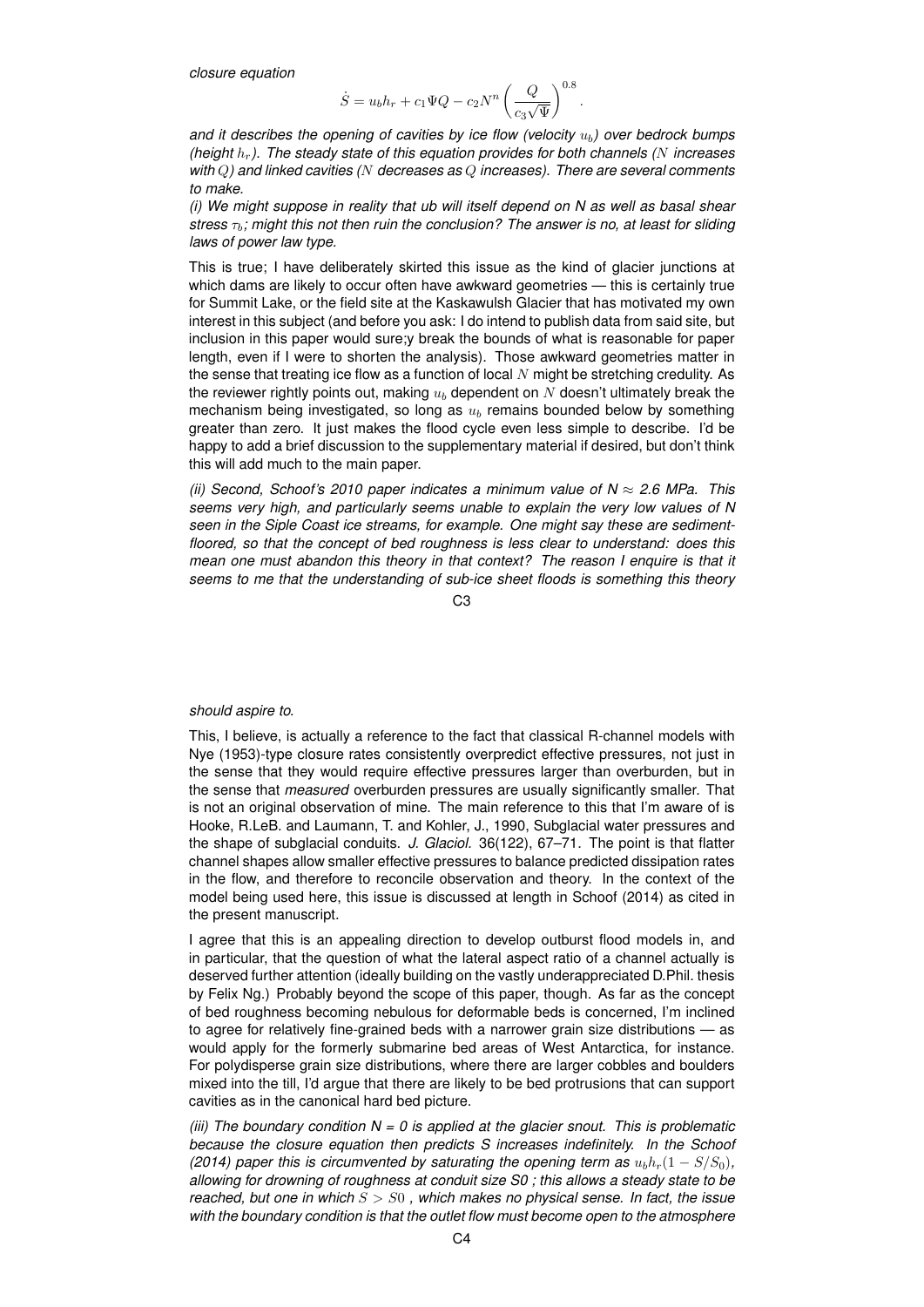*closure equation*

$$\dot{S} = u_b h_r + c_1 \Psi Q - c_2 N^n \left( \frac{Q}{c_3 \sqrt{\Psi}} \right)^{0.8}.$$

*and it describes the opening of cavities by ice flow (velocity $u_b$) over bedrock bumps (height $h_r$). The steady state of this equation provides for both channels ($N$ increases with $Q$) and linked cavities ($N$ decreases as $Q$ increases). There are several comments to make.*

*(i) We might suppose in reality that ub will itself depend on N as well as basal shear stress $\tau_b$; might this not then ruin the conclusion? The answer is no, at least for sliding laws of power law type.*

This is true; I have deliberately skirted this issue as the kind of glacier junctions at which dams are likely to occur often have awkward geometries — this is certainly true for Summit Lake, or the field site at the Kaskawulsh Glacier that has motivated my own interest in this subject (and before you ask: I do intend to publish data from said site, but inclusion in this paper would sure;y break the bounds of what is reasonable for paper length, even if I were to shorten the analysis). Those awkward geometries matter in the sense that treating ice flow as a function of local $N$ might be stretching credulity. As the reviewer rightly points out, making $u_b$ dependent on $N$ doesn't ultimately break the mechanism being investigated, so long as $u_b$ remains bounded below by something greater than zero. It just makes the flood cycle even less simple to describe. I'd be happy to add a brief discussion to the supplementary material if desired, but don't think this will add much to the main paper.

*(ii) Second, Schoof's 2010 paper indicates a minimum value of N ≈ 2.6 MPa. This seems very high, and particularly seems unable to explain the very low values of N seen in the Siple Coast ice streams, for example. One might say these are sediment-floored, so that the concept of bed roughness is less clear to understand: does this mean one must abandon this theory in that context? The reason I enquire is that it seems to me that the understanding of sub-ice sheet floods is something this theory should aspire to.*

This, I believe, is actually a reference to the fact that classical R-channel models with Nye (1953)-type closure rates consistently overpredict effective pressures, not just in the sense that they would require effective pressures larger than overburden, but in the sense that *measured* overburden pressures are usually significantly smaller. That is not an original observation of mine. The main reference to this that I'm aware of is Hooke, R.LeB. and Laumann, T. and Kohler, J., 1990, Subglacial water pressures and the shape of subglacial conduits. *J. Glaciol.* 36(122), 67–71. The point is that flatter channel shapes allow smaller effective pressures to balance predicted dissipation rates in the flow, and therefore to reconcile observation and theory. In the context of the model being used here, this issue is discussed at length in Schoof (2014) as cited in the present manuscript.

I agree that this is an appealing direction to develop outburst flood models in, and in particular, that the question of what the lateral aspect ratio of a channel actually is deserved further attention (ideally building on the vastly underappreciated D.Phil. thesis by Felix Ng.) Probably beyond the scope of this paper, though. As far as the concept of bed roughness becoming nebulous for deformable beds is concerned, I'm inclined to agree for relatively fine-grained beds with a narrower grain size distributions — as would apply for the formerly submarine bed areas of West Antarctica, for instance. For polydisperse grain size distributions, where there are larger cobbles and boulders mixed into the till, I'd argue that there are likely to be bed protrusions that can support cavities as in the canonical hard bed picture.

*(iii) The boundary condition N = 0 is applied at the glacier snout. This is problematic because the closure equation then predicts S increases indefinitely. In the Schoof (2014) paper this is circumvented by saturating the opening term as $u_b h_r(1 - S/S_0)$, allowing for drowning of roughness at conduit size S0 ; this allows a steady state to be reached, but one in which $S > S0$ , which makes no physical sense. In fact, the issue with the boundary condition is that the outlet flow must become open to the atmosphere*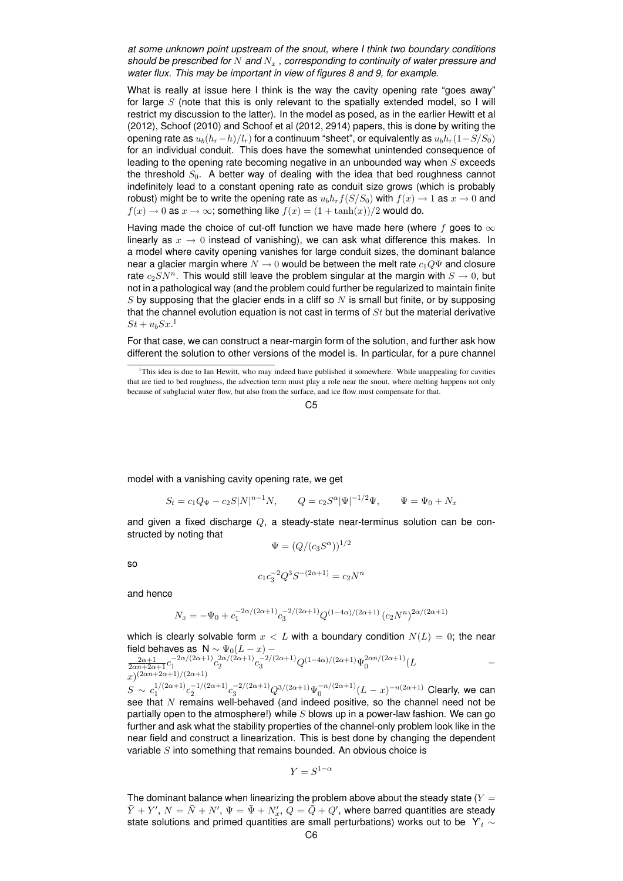*at some unknown point upstream of the snout, where I think two boundary conditions should be prescribed for $N$ and $N_x$ , corresponding to continuity of water pressure and water flux. This may be important in view of figures 8 and 9, for example.*

What is really at issue here I think is the way the cavity opening rate "goes away" for large $S$ (note that this is only relevant to the spatially extended model, so I will restrict my discussion to the latter). In the model as posed, as in the earlier Hewitt et al (2012), Schoof (2010) and Schoof et al (2012, 2914) papers, this is done by writing the opening rate as $u_b(h_r - h)/l_r)$ for a continuum "sheet", or equivalently as $u_b h_r(1 - S/S_0)$ for an individual conduit. This does have the somewhat unintended consequence of leading to the opening rate becoming negative in an unbounded way when $S$ exceeds the threshold $S_0$. A better way of dealing with the idea that bed roughness cannot indefinitely lead to a constant opening rate as conduit size grows (which is probably robust) might be to write the opening rate as $u_b h_r f(S/S_0)$ with $f(x) \to 1$ as $x \to 0$ and $f(x) \to 0$ as $x \to \infty$; something like $f(x) = (1 + \tanh(x))/2$ would do.

Having made the choice of cut-off function we have made here (where $f$ goes to $\infty$ linearly as $x \to 0$ instead of vanishing), we can ask what difference this makes. In a model where cavity opening vanishes for large conduit sizes, the dominant balance near a glacier margin where $N \to 0$ would be between the melt rate $c_1 Q\Psi$ and closure rate $c_2 S N^n$. This would still leave the problem singular at the margin with $S \to 0$, but not in a pathological way (and the problem could further be regularized to maintain finite $S$ by supposing that the glacier ends in a cliff so $N$ is small but finite, or by supposing that the channel evolution equation is not cast in terms of $St$ but the material derivative $St + u_b Sx$.[1]

For that case, we can construct a near-margin form of the solution, and further ask how different the solution to other versions of the model is. In particular, for a pure channel

[1] This idea is due to Ian Hewitt, who may indeed have published it somewhere. While unappealing for cavities that are tied to bed roughness, the advection term must play a role near the snout, where melting happens not only because of subglacial water flow, but also from the surface, and ice flow must compensate for that.

model with a vanishing cavity opening rate, we get

$$S_t = c_1 Q_\Psi - c_2 S|N|^{n-1}N, \qquad Q = c_2 S^\alpha |\Psi|^{-1/2}\Psi, \qquad \Psi = \Psi_0 + N_x$$

and given a fixed discharge $Q$, a steady-state near-terminus solution can be constructed by noting that

$$\Psi = (Q/(c_3 S^\alpha))^{1/2}$$

so

$$c_1 c_3^{-2} Q^3 S^{-(2\alpha+1)} = c_2 N^n$$

and hence

$$N_x = -\Psi_0 + c_1^{-2\alpha/(2\alpha+1)} c_3^{-2/(2\alpha+1)} Q^{(1-4\alpha)/(2\alpha+1)} \left(c_2 N^n\right)^{2\alpha/(2\alpha+1)}$$

which is clearly solvable form $x < L$ with a boundary condition $N(L) = 0$; the near field behaves as $N \sim \Psi_0(L - x) - \frac{2\alpha+1}{2\alpha n+2\alpha+1} c_1^{-2\alpha/(2\alpha+1)} c_2^{2\alpha/(2\alpha+1)} c_3^{-2/(2\alpha+1)} Q^{(1-4\alpha)/(2\alpha+1)} \Psi_0^{2\alpha n/(2\alpha+1)} (L - x)^{(2\alpha n+2\alpha+1)/(2\alpha+1)}$

$S \sim c_1^{1/(2\alpha+1)} c_2^{-1/(2\alpha+1)} c_3^{-2/(2\alpha+1)} Q^{3/(2\alpha+1)} \Psi_0^{-n/(2\alpha+1)} (L - x)^{-n(2\alpha+1)}$ Clearly, we can see that $N$ remains well-behaved (and indeed positive, so the channel need not be partially open to the atmosphere!) while $S$ blows up in a power-law fashion. We can go further and ask what the stability properties of the channel-only problem look like in the near field and construct a linearization. This is best done by changing the dependent variable $S$ into something that remains bounded. An obvious choice is

$$Y = S^{1-\alpha}$$

The dominant balance when linearizing the problem above about the steady state ($Y = \bar{Y} + Y'$, $N = \bar{N} + N'$, $\Psi = \bar{\Psi} + N'_x$, $Q = \bar{Q} + Q'$, where barred quantities are steady state solutions and primed quantities are small perturbations) works out to be $Y'_t \sim$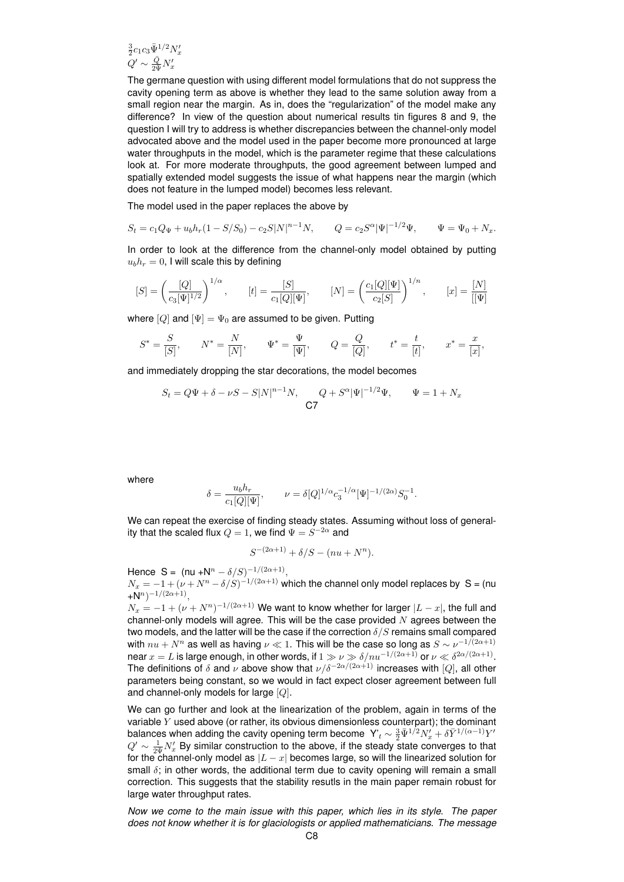$\frac{3}{2}c_1 c_3 \bar{\Psi}^{1/2} N_x'$
$Q' \sim \frac{\bar{Q}}{2\bar{\Psi}} N_x'$

The germane question with using different model formulations that do not suppress the cavity opening term as above is whether they lead to the same solution away from a small region near the margin. As in, does the "regularization" of the model make any difference? In view of the question about numerical results tin figures 8 and 9, the question I will try to address is whether discrepancies between the channel-only model advocated above and the model used in the paper become more pronounced at large water throughputs in the model, which is the parameter regime that these calculations look at. For more moderate throughputs, the good agreement between lumped and spatially extended model suggests the issue of what happens near the margin (which does not feature in the lumped model) becomes less relevant.

The model used in the paper replaces the above by

$$S_t = c_1 Q_\Psi + u_b h_r (1 - S/S_0) - c_2 S |N|^{n-1} N, \qquad Q = c_2 S^\alpha |\Psi|^{-1/2} \Psi, \qquad \Psi = \Psi_0 + N_x.$$

In order to look at the difference from the channel-only model obtained by putting $u_b h_r = 0$, I will scale this by defining

$$[S] = \left( \frac{[Q]}{c_3 [\Psi]^{1/2}} \right)^{1/\alpha}, \qquad [t] = \frac{[S]}{c_1 [Q][\Psi]}, \qquad [N] = \left( \frac{c_1 [Q][\Psi]}{c_2 [S]} \right)^{1/n}, \qquad [x] = \frac{[N]}{[[\Psi]}$$

where $[Q]$ and $[\Psi] = \Psi_0$ are assumed to be given. Putting

$$S^* = \frac{S}{[S]}, \qquad N^* = \frac{N}{[N]}, \qquad \Psi^* = \frac{\Psi}{[\Psi]}, \qquad Q = \frac{Q}{[Q]}, \qquad t^* = \frac{t}{[t]}, \qquad x^* = \frac{x}{[x]},$$

and immediately dropping the star decorations, the model becomes

$$S_t = Q\Psi + \delta - \nu S - S|N|^{n-1} N, \qquad Q + S^\alpha |\Psi|^{-1/2} \Psi, \qquad \Psi = 1 + N_x$$

where

$$\delta = \frac{u_b h_r}{c_1 [Q][\Psi]}, \qquad \nu = \delta [Q]^{1/\alpha} c_3^{-1/\alpha} [\Psi]^{-1/(2\alpha)} S_0^{-1}.$$

We can repeat the exercise of finding steady states. Assuming without loss of generality that the scaled flux $Q = 1$, we find $\Psi = S^{-2\alpha}$ and

$$S^{-(2\alpha+1)} + \delta/S - (nu + N^n).$$

Hence S = (nu +$N^n - \delta/S)^{-1/(2\alpha+1)}$,
$N_x = -1 + (\nu + N^n - \delta/S)^{-1/(2\alpha+1)}$ which the channel only model replaces by S = (nu +$N^n)^{-1/(2\alpha+1)}$,
$N_x = -1 + (\nu + N^n)^{-1/(2\alpha+1)}$ We want to know whether for larger $|L - x|$, the full and channel-only models will agree. This will be the case provided $N$ agrees between the two models, and the latter will be the case if the correction $\delta/S$ remains small compared with $nu + N^n$ as well as having $\nu \ll 1$. This will be the case so long as $S \sim \nu^{-1/(2\alpha+1)}$ near $x = L$ is large enough, in other words, if $1 \gg \nu \gg \delta/nu^{-1/(2\alpha+1)}$ or $\nu \ll \delta^{2\alpha/(2\alpha+1)}$. The definitions of $\delta$ and $\nu$ above show that $\nu/\delta^{-2\alpha/(2\alpha+1)}$ increases with $[Q]$, all other parameters being constant, so we would in fact expect closer agreement between full and channel-only models for large $[Q]$.

We can go further and look at the linearization of the problem, again in terms of the variable $Y$ used above (or rather, its obvious dimensionless counterpart); the dominant balances when adding the cavity opening term become $Y'_t \sim \frac{3}{2}\bar{\Psi}^{1/2} N_x' + \delta \bar{Y}^{1/(\alpha-1)} Y'$ $Q' \sim \frac{1}{2\bar{\Psi}} N_x'$ By similar construction to the above, if the steady state converges to that for the channel-only model as $|L - x|$ becomes large, so will the linearized solution for small $\delta$; in other words, the additional term due to cavity opening will remain a small correction. This suggests that the stability resutls in the main paper remain robust for large water throughput rates.

*Now we come to the main issue with this paper, which lies in its style. The paper does not know whether it is for glaciologists or applied mathematicians. The message*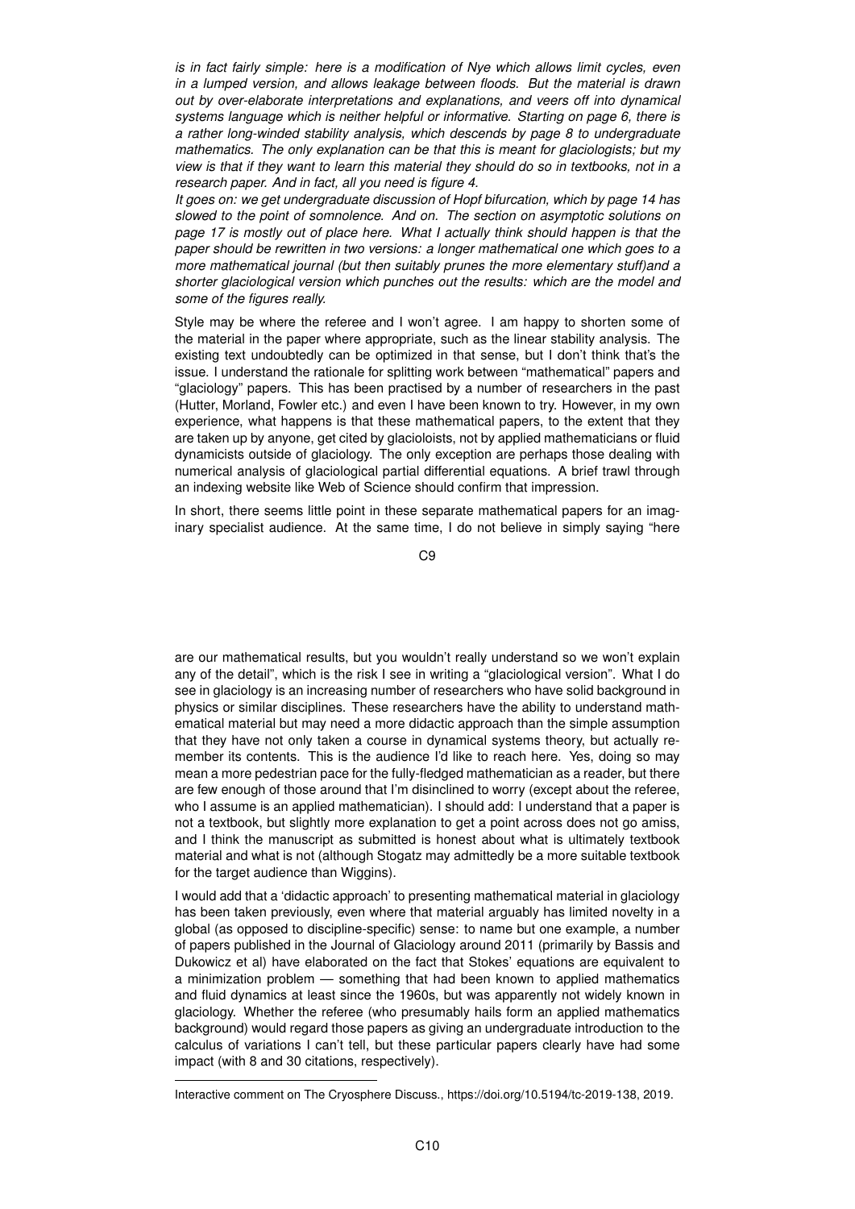*is in fact fairly simple: here is a modification of Nye which allows limit cycles, even in a lumped version, and allows leakage between floods. But the material is drawn out by over-elaborate interpretations and explanations, and veers off into dynamical systems language which is neither helpful or informative. Starting on page 6, there is a rather long-winded stability analysis, which descends by page 8 to undergraduate mathematics. The only explanation can be that this is meant for glaciologists; but my view is that if they want to learn this material they should do so in textbooks, not in a research paper. And in fact, all you need is figure 4.*

*It goes on: we get undergraduate discussion of Hopf bifurcation, which by page 14 has slowed to the point of somnolence. And on. The section on asymptotic solutions on page 17 is mostly out of place here. What I actually think should happen is that the paper should be rewritten in two versions: a longer mathematical one which goes to a more mathematical journal (but then suitably prunes the more elementary stuff)and a shorter glaciological version which punches out the results: which are the model and some of the figures really.*

Style may be where the referee and I won't agree. I am happy to shorten some of the material in the paper where appropriate, such as the linear stability analysis. The existing text undoubtedly can be optimized in that sense, but I don't think that's the issue. I understand the rationale for splitting work between "mathematical" papers and "glaciology" papers. This has been practised by a number of researchers in the past (Hutter, Morland, Fowler etc.) and even I have been known to try. However, in my own experience, what happens is that these mathematical papers, to the extent that they are taken up by anyone, get cited by glacioloists, not by applied mathematicians or fluid dynamicists outside of glaciology. The only exception are perhaps those dealing with numerical analysis of glaciological partial differential equations. A brief trawl through an indexing website like Web of Science should confirm that impression.

In short, there seems little point in these separate mathematical papers for an imaginary specialist audience. At the same time, I do not believe in simply saying "here are our mathematical results, but you wouldn't really understand so we won't explain any of the detail", which is the risk I see in writing a "glaciological version". What I do see in glaciology is an increasing number of researchers who have solid background in physics or similar disciplines. These researchers have the ability to understand mathematical material but may need a more didactic approach than the simple assumption that they have not only taken a course in dynamical systems theory, but actually remember its contents. This is the audience I'd like to reach here. Yes, doing so may mean a more pedestrian pace for the fully-fledged mathematician as a reader, but there are few enough of those around that I'm disinclined to worry (except about the referee, who I assume is an applied mathematician). I should add: I understand that a paper is not a textbook, but slightly more explanation to get a point across does not go amiss, and I think the manuscript as submitted is honest about what is ultimately textbook material and what is not (although Stogatz may admittedly be a more suitable textbook for the target audience than Wiggins).

I would add that a 'didactic approach' to presenting mathematical material in glaciology has been taken previously, even where that material arguably has limited novelty in a global (as opposed to discipline-specific) sense: to name but one example, a number of papers published in the Journal of Glaciology around 2011 (primarily by Bassis and Dukowicz et al) have elaborated on the fact that Stokes' equations are equivalent to a minimization problem — something that had been known to applied mathematics and fluid dynamics at least since the 1960s, but was apparently not widely known in glaciology. Whether the referee (who presumably hails form an applied mathematics background) would regard those papers as giving an undergraduate introduction to the calculus of variations I can't tell, but these particular papers clearly have had some impact (with 8 and 30 citations, respectively).

---

Interactive comment on The Cryosphere Discuss., https://doi.org/10.5194/tc-2019-138, 2019.